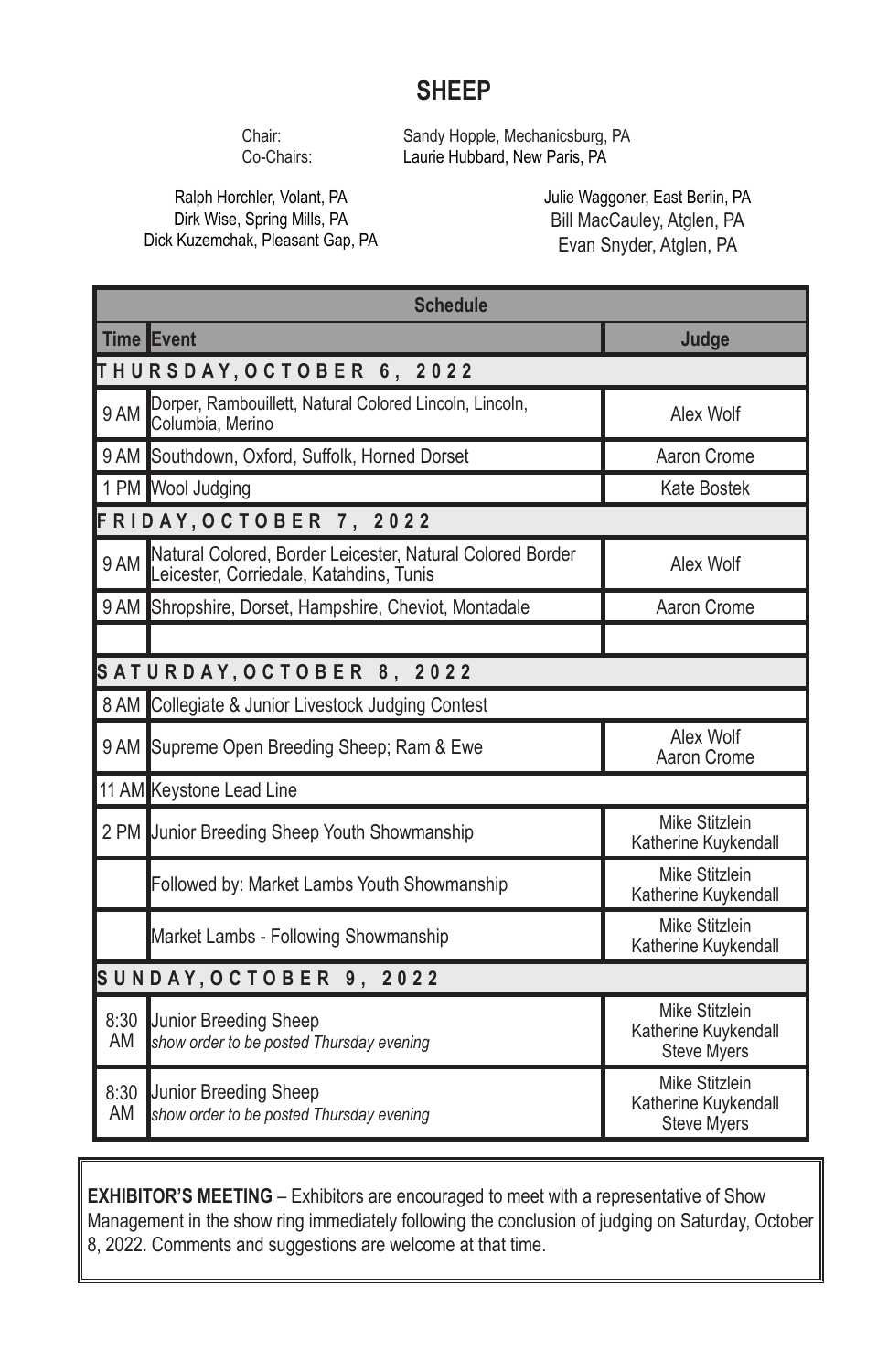# SHEEP

Chair: Sandy Hopple, Mechanicsburg, PA
Co-Chairs: Laurie Hubbard, New Paris, PA

Ralph Horchler, Volant, PA
Dirk Wise, Spring Mills, PA
Dick Kuzemchak, Pleasant Gap, PA
Julie Waggoner, East Berlin, PA
Bill MacCauley, Atglen, PA
Evan Snyder, Atglen, PA

| Schedule | | |
|---|---|---|
| **Time** | **Event** | **Judge** |
| **THURSDAY, OCTOBER 6, 2022** | | |
| 9 AM | Dorper, Rambouillett, Natural Colored Lincoln, Lincoln, Columbia, Merino | Alex Wolf |
| 9 AM | Southdown, Oxford, Suffolk, Horned Dorset | Aaron Crome |
| 1 PM | Wool Judging | Kate Bostek |
| **FRIDAY, OCTOBER 7, 2022** | | |
| 9 AM | Natural Colored, Border Leicester, Natural Colored Border Leicester, Corriedale, Katahdins, Tunis | Alex Wolf |
| 9 AM | Shropshire, Dorset, Hampshire, Cheviot, Montadale | Aaron Crome |
| | | |
| **SATURDAY, OCTOBER 8, 2022** | | |
| 8 AM | Collegiate & Junior Livestock Judging Contest | |
| 9 AM | Supreme Open Breeding Sheep; Ram & Ewe | Alex Wolf<br>Aaron Crome |
| 11 AM | Keystone Lead Line | |
| 2 PM | Junior Breeding Sheep Youth Showmanship | Mike Stitzlein<br>Katherine Kuykendall |
| | Followed by: Market Lambs Youth Showmanship | Mike Stitzlein<br>Katherine Kuykendall |
| | Market Lambs - Following Showmanship | Mike Stitzlein<br>Katherine Kuykendall |
| **SUNDAY, OCTOBER 9, 2022** | | |
| 8:30 AM | Junior Breeding Sheep<br>*show order to be posted Thursday evening* | Mike Stitzlein<br>Katherine Kuykendall<br>Steve Myers |
| 8:30 AM | Junior Breeding Sheep<br>*show order to be posted Thursday evening* | Mike Stitzlein<br>Katherine Kuykendall<br>Steve Myers |

**EXHIBITOR'S MEETING** – Exhibitors are encouraged to meet with a representative of Show Management in the show ring immediately following the conclusion of judging on Saturday, October 8, 2022. Comments and suggestions are welcome at that time.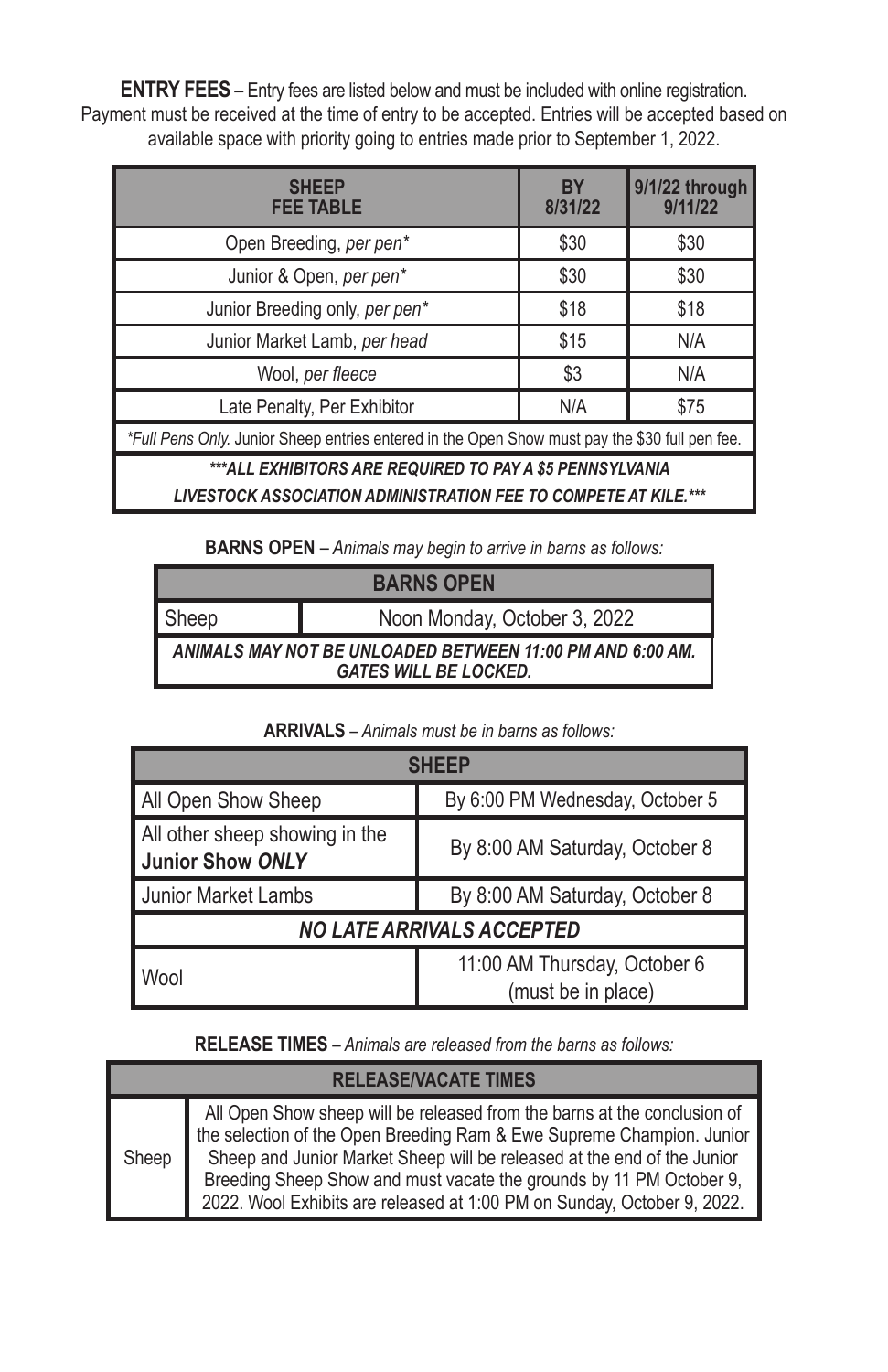**ENTRY FEES** – Entry fees are listed below and must be included with online registration. Payment must be received at the time of entry to be accepted. Entries will be accepted based on available space with priority going to entries made prior to September 1, 2022.

| SHEEP FEE TABLE | BY 8/31/22 | 9/1/22 through 9/11/22 |
|---|---|---|
| Open Breeding, *per pen** | $30 | $30 |
| Junior & Open, *per pen** | $30 | $30 |
| Junior Breeding only, *per pen** | $18 | $18 |
| Junior Market Lamb, *per head* | $15 | N/A |
| Wool, *per fleece* | $3 | N/A |
| Late Penalty, Per Exhibitor | N/A | $75 |
| **Full Pens Only.* Junior Sheep entries entered in the Open Show must pay the $30 full pen fee. | | |
| ***\*\*\*ALL EXHIBITORS ARE REQUIRED TO PAY A $5 PENNSYLVANIA LIVESTOCK ASSOCIATION ADMINISTRATION FEE TO COMPETE AT KILE.\*\*\**** | | |

**BARNS OPEN** – *Animals may begin to arrive in barns as follows:*

| BARNS OPEN | |
|---|---|
| Sheep | Noon Monday, October 3, 2022 |
| ***ANIMALS MAY NOT BE UNLOADED BETWEEN 11:00 PM AND 6:00 AM. GATES WILL BE LOCKED.*** | |

**ARRIVALS** – *Animals must be in barns as follows:*

| SHEEP | |
|---|---|
| All Open Show Sheep | By 6:00 PM Wednesday, October 5 |
| All other sheep showing in the **Junior Show *ONLY*** | By 8:00 AM Saturday, October 8 |
| Junior Market Lambs | By 8:00 AM Saturday, October 8 |
| ***NO LATE ARRIVALS ACCEPTED*** | |
| Wool | 11:00 AM Thursday, October 6 (must be in place) |

**RELEASE TIMES** – *Animals are released from the barns as follows:*

| RELEASE/VACATE TIMES | |
|---|---|
| Sheep | All Open Show sheep will be released from the barns at the conclusion of the selection of the Open Breeding Ram & Ewe Supreme Champion. Junior Sheep and Junior Market Sheep will be released at the end of the Junior Breeding Sheep Show and must vacate the grounds by 11 PM October 9, 2022. Wool Exhibits are released at 1:00 PM on Sunday, October 9, 2022. |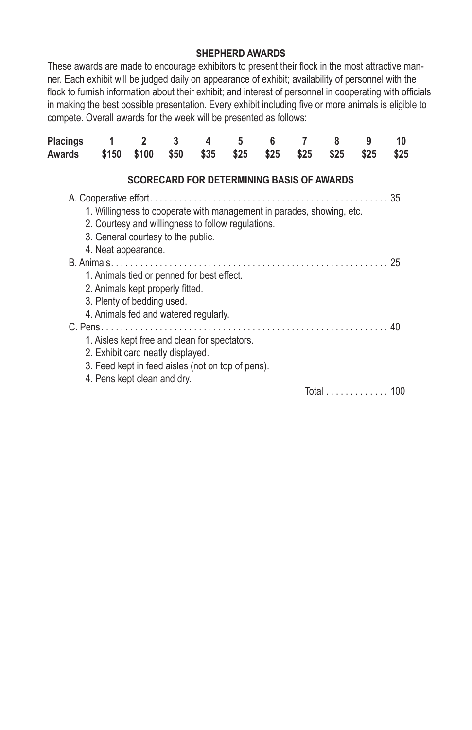## SHEPHERD AWARDS

These awards are made to encourage exhibitors to present their flock in the most attractive manner. Each exhibit will be judged daily on appearance of exhibit; availability of personnel with the flock to furnish information about their exhibit; and interest of personnel in cooperating with officials in making the best possible presentation. Every exhibit including five or more animals is eligible to compete. Overall awards for the week will be presented as follows:

| **Placings** | **1** | **2** | **3** | **4** | **5** | **6** | **7** | **8** | **9** | **10** |
|---|---|---|---|---|---|---|---|---|---|---|
| **Awards** | **$150** | **$100** | **$50** | **$35** | **$25** | **$25** | **$25** | **$25** | **$25** | **$25** |

### SCORECARD FOR DETERMINING BASIS OF AWARDS

A. Cooperative effort. . . . . . . . . . . . . . . . . . . . . . . . . . . . . . . . . . . . . . . . . . . . . . . . 35

1. Willingness to cooperate with management in parades, showing, etc.
2. Courtesy and willingness to follow regulations.
3. General courtesy to the public.
4. Neat appearance.

B. Animals. . . . . . . . . . . . . . . . . . . . . . . . . . . . . . . . . . . . . . . . . . . . . . . . . . . . . . . . 25

1. Animals tied or penned for best effect.
2. Animals kept properly fitted.
3. Plenty of bedding used.
4. Animals fed and watered regularly.

C. Pens. . . . . . . . . . . . . . . . . . . . . . . . . . . . . . . . . . . . . . . . . . . . . . . . . . . . . . . . . . . 40

1. Aisles kept free and clean for spectators.
2. Exhibit card neatly displayed.
3. Feed kept in feed aisles (not on top of pens).
4. Pens kept clean and dry.

Total . . . . . . . . . . . . . 100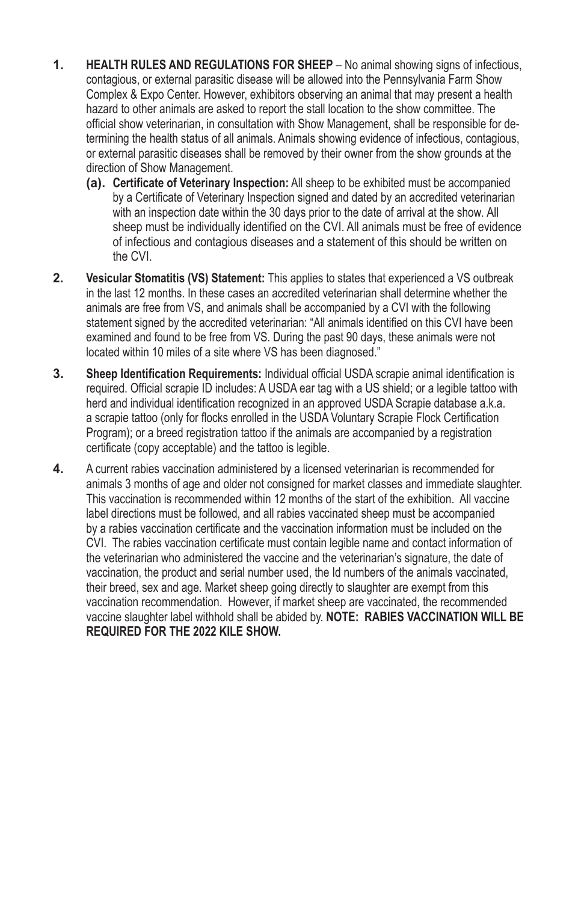1. **HEALTH RULES AND REGULATIONS FOR SHEEP** – No animal showing signs of infectious, contagious, or external parasitic disease will be allowed into the Pennsylvania Farm Show Complex & Expo Center. However, exhibitors observing an animal that may present a health hazard to other animals are asked to report the stall location to the show committee. The official show veterinarian, in consultation with Show Management, shall be responsible for determining the health status of all animals. Animals showing evidence of infectious, contagious, or external parasitic diseases shall be removed by their owner from the show grounds at the direction of Show Management.

   **(a). Certificate of Veterinary Inspection:** All sheep to be exhibited must be accompanied by a Certificate of Veterinary Inspection signed and dated by an accredited veterinarian with an inspection date within the 30 days prior to the date of arrival at the show. All sheep must be individually identified on the CVI. All animals must be free of evidence of infectious and contagious diseases and a statement of this should be written on the CVI.

2. **Vesicular Stomatitis (VS) Statement:** This applies to states that experienced a VS outbreak in the last 12 months. In these cases an accredited veterinarian shall determine whether the animals are free from VS, and animals shall be accompanied by a CVI with the following statement signed by the accredited veterinarian: "All animals identified on this CVI have been examined and found to be free from VS. During the past 90 days, these animals were not located within 10 miles of a site where VS has been diagnosed."

3. **Sheep Identification Requirements:** Individual official USDA scrapie animal identification is required. Official scrapie ID includes: A USDA ear tag with a US shield; or a legible tattoo with herd and individual identification recognized in an approved USDA Scrapie database a.k.a. a scrapie tattoo (only for flocks enrolled in the USDA Voluntary Scrapie Flock Certification Program); or a breed registration tattoo if the animals are accompanied by a registration certificate (copy acceptable) and the tattoo is legible.

4. A current rabies vaccination administered by a licensed veterinarian is recommended for animals 3 months of age and older not consigned for market classes and immediate slaughter. This vaccination is recommended within 12 months of the start of the exhibition. All vaccine label directions must be followed, and all rabies vaccinated sheep must be accompanied by a rabies vaccination certificate and the vaccination information must be included on the CVI. The rabies vaccination certificate must contain legible name and contact information of the veterinarian who administered the vaccine and the veterinarian's signature, the date of vaccination, the product and serial number used, the Id numbers of the animals vaccinated, their breed, sex and age. Market sheep going directly to slaughter are exempt from this vaccination recommendation. However, if market sheep are vaccinated, the recommended vaccine slaughter label withhold shall be abided by. **NOTE: RABIES VACCINATION WILL BE REQUIRED FOR THE 2022 KILE SHOW.**